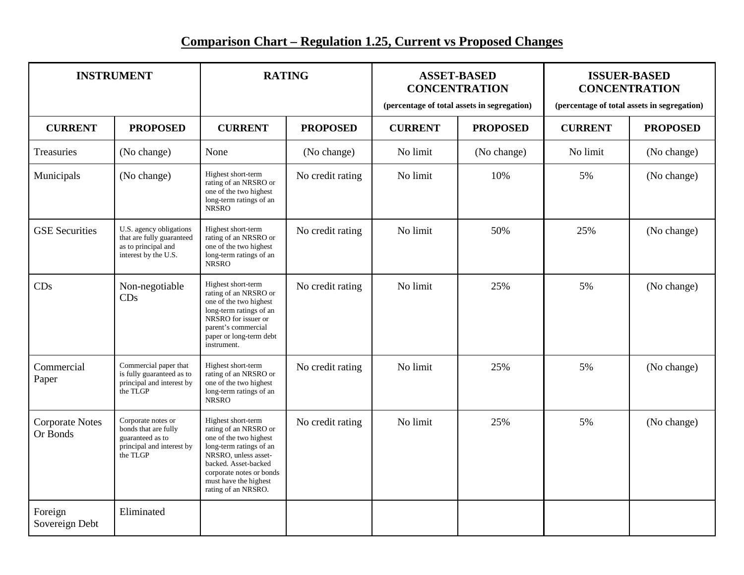## Comparison Chart – Regulation 1.25, Current vs Proposed Changes

| INSTRUMENT | | RATING | | ASSET-BASED CONCENTRATION (percentage of total assets in segregation) | | ISSUER-BASED CONCENTRATION (percentage of total assets in segregation) | |
|---|---|---|---|---|---|---|---|
| **CURRENT** | **PROPOSED** | **CURRENT** | **PROPOSED** | **CURRENT** | **PROPOSED** | **CURRENT** | **PROPOSED** |
| Treasuries | (No change) | None | (No change) | No limit | (No change) | No limit | (No change) |
| Municipals | (No change) | Highest short-term rating of an NRSRO or one of the two highest long-term ratings of an NRSRO | No credit rating | No limit | 10% | 5% | (No change) |
| GSE Securities | U.S. agency obligations that are fully guaranteed as to principal and interest by the U.S. | Highest short-term rating of an NRSRO or one of the two highest long-term ratings of an NRSRO | No credit rating | No limit | 50% | 25% | (No change) |
| CDs | Non-negotiable CDs | Highest short-term rating of an NRSRO or one of the two highest long-term ratings of an NRSRO for issuer or parent's commercial paper or long-term debt instrument. | No credit rating | No limit | 25% | 5% | (No change) |
| Commercial Paper | Commercial paper that is fully guaranteed as to principal and interest by the TLGP | Highest short-term rating of an NRSRO or one of the two highest long-term ratings of an NRSRO | No credit rating | No limit | 25% | 5% | (No change) |
| Corporate Notes Or Bonds | Corporate notes or bonds that are fully guaranteed as to principal and interest by the TLGP | Highest short-term rating of an NRSRO or one of the two highest long-term ratings of an NRSRO, unless asset-backed. Asset-backed corporate notes or bonds must have the highest rating of an NRSRO. | No credit rating | No limit | 25% | 5% | (No change) |
| Foreign Sovereign Debt | Eliminated | | | | | | |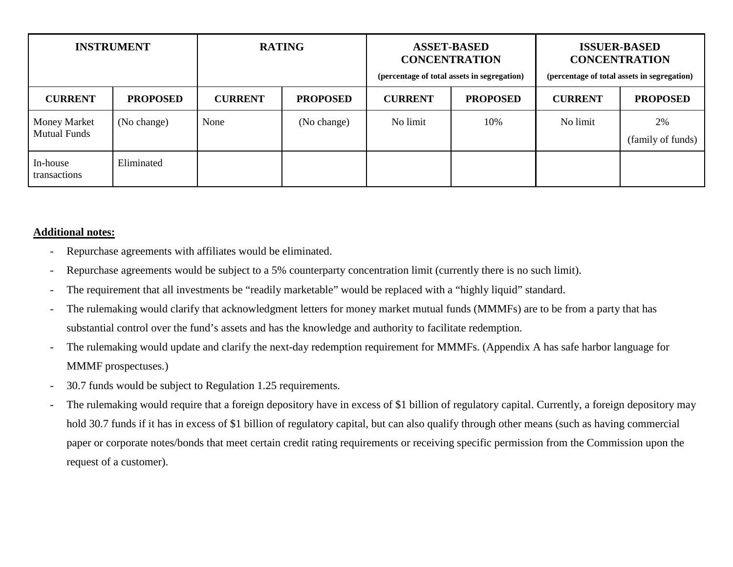| INSTRUMENT | | RATING | | ASSET-BASED CONCENTRATION (percentage of total assets in segregation) | | ISSUER-BASED CONCENTRATION (percentage of total assets in segregation) | |
|---|---|---|---|---|---|---|---|
| CURRENT | PROPOSED | CURRENT | PROPOSED | CURRENT | PROPOSED | CURRENT | PROPOSED |
| Money Market Mutual Funds | (No change) | None | (No change) | No limit | 10% | No limit | 2% (family of funds) |
| In-house transactions | Eliminated | | | | | | |

**Additional notes:**

- Repurchase agreements with affiliates would be eliminated.
- Repurchase agreements would be subject to a 5% counterparty concentration limit (currently there is no such limit).
- The requirement that all investments be "readily marketable" would be replaced with a "highly liquid" standard.
- The rulemaking would clarify that acknowledgment letters for money market mutual funds (MMMFs) are to be from a party that has substantial control over the fund's assets and has the knowledge and authority to facilitate redemption.
- The rulemaking would update and clarify the next-day redemption requirement for MMMFs. (Appendix A has safe harbor language for MMMF prospectuses.)
- 30.7 funds would be subject to Regulation 1.25 requirements.
- The rulemaking would require that a foreign depository have in excess of $1 billion of regulatory capital. Currently, a foreign depository may hold 30.7 funds if it has in excess of $1 billion of regulatory capital, but can also qualify through other means (such as having commercial paper or corporate notes/bonds that meet certain credit rating requirements or receiving specific permission from the Commission upon the request of a customer).